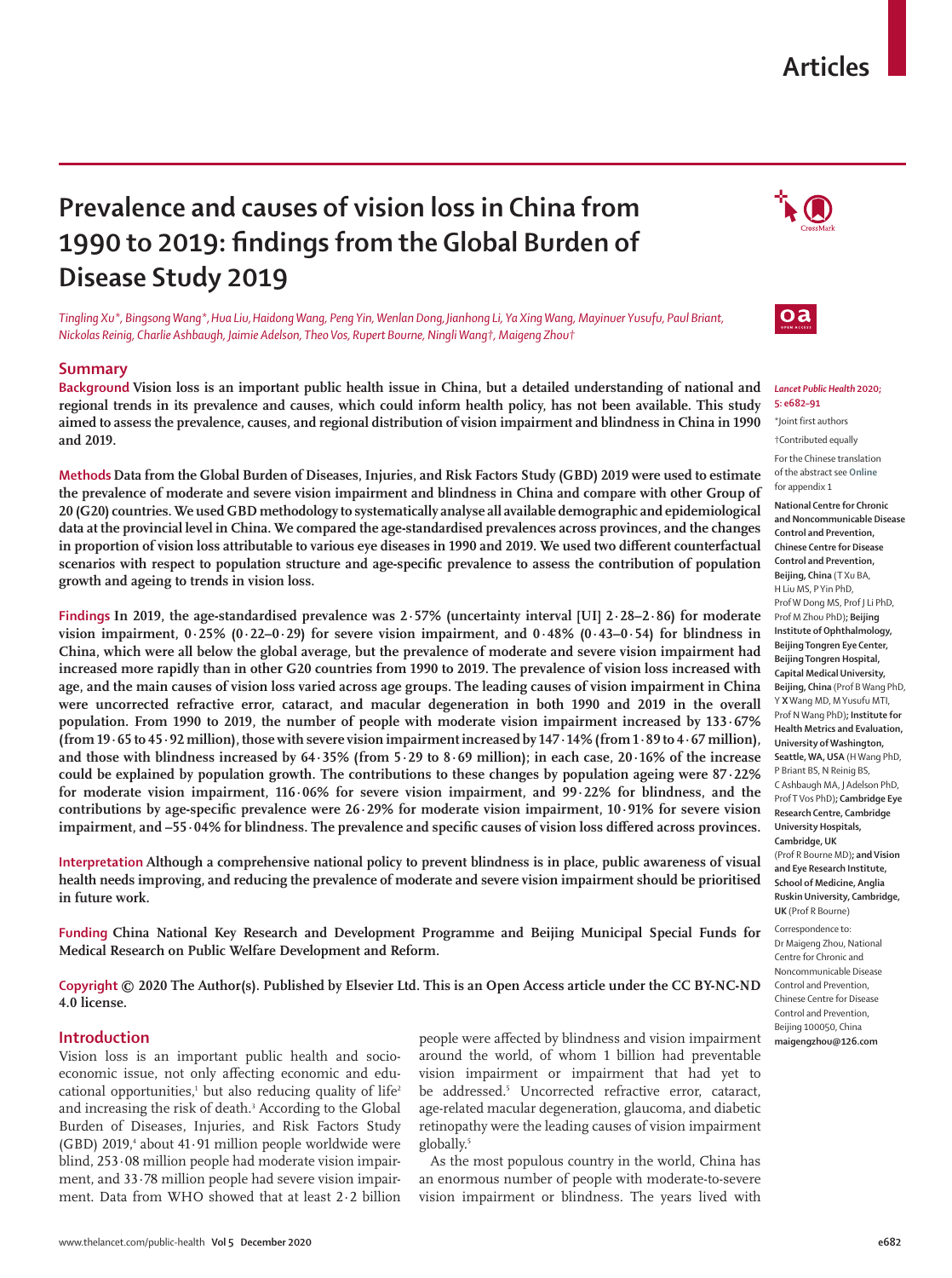# Articles

# Prevalence and causes of vision loss in China from 1990 to 2019: findings from the Global Burden of Disease Study 2019

*Tingling Xu\*, Bingsong Wang\*, Hua Liu, Haidong Wang, Peng Yin, Wenlan Dong, Jianhong Li, Ya Xing Wang, Mayinuer Yusufu, Paul Briant, Nickolas Reinig, Charlie Ashbaugh, Jaimie Adelson, Theo Vos, Rupert Bourne, Ningli Wang†, Maigeng Zhou†*

## Summary

**Background** Vision loss is an important public health issue in China, but a detailed understanding of national and regional trends in its prevalence and causes, which could inform health policy, has not been available. This study aimed to assess the prevalence, causes, and regional distribution of vision impairment and blindness in China in 1990 and 2019.

**Methods** Data from the Global Burden of Diseases, Injuries, and Risk Factors Study (GBD) 2019 were used to estimate the prevalence of moderate and severe vision impairment and blindness in China and compare with other Group of 20 (G20) countries. We used GBD methodology to systematically analyse all available demographic and epidemiological data at the provincial level in China. We compared the age-standardised prevalences across provinces, and the changes in proportion of vision loss attributable to various eye diseases in 1990 and 2019. We used two different counterfactual scenarios with respect to population structure and age-specific prevalence to assess the contribution of population growth and ageing to trends in vision loss.

**Findings** In 2019, the age-standardised prevalence was 2·57% (uncertainty interval [UI] 2·28–2·86) for moderate vision impairment, 0·25% (0·22–0·29) for severe vision impairment, and 0·48% (0·43–0·54) for blindness in China, which were all below the global average, but the prevalence of moderate and severe vision impairment had increased more rapidly than in other G20 countries from 1990 to 2019. The prevalence of vision loss increased with age, and the main causes of vision loss varied across age groups. The leading causes of vision impairment in China were uncorrected refractive error, cataract, and macular degeneration in both 1990 and 2019 in the overall population. From 1990 to 2019, the number of people with moderate vision impairment increased by 133·67% (from 19·65 to 45·92 million), those with severe vision impairment increased by 147·14% (from 1·89 to 4·67 million), and those with blindness increased by 64·35% (from 5·29 to 8·69 million); in each case, 20·16% of the increase could be explained by population growth. The contributions to these changes by population ageing were 87·22% for moderate vision impairment, 116·06% for severe vision impairment, and 99·22% for blindness, and the contributions by age-specific prevalence were 26·29% for moderate vision impairment, 10·91% for severe vision impairment, and –55·04% for blindness. The prevalence and specific causes of vision loss differed across provinces.

**Interpretation** Although a comprehensive national policy to prevent blindness is in place, public awareness of visual health needs improving, and reducing the prevalence of moderate and severe vision impairment should be prioritised in future work.

**Funding** China National Key Research and Development Programme and Beijing Municipal Special Funds for Medical Research on Public Welfare Development and Reform.

**Copyright** © 2020 The Author(s). Published by Elsevier Ltd. This is an Open Access article under the CC BY-NC-ND 4.0 license.

*Lancet Public Health* 2020; 5: e682–91

\*Joint first authors

†Contributed equally

For the Chinese translation of the abstract see **Online** for appendix 1

**National Centre for Chronic and Noncommunicable Disease Control and Prevention, Chinese Centre for Disease Control and Prevention, Beijing, China** (T Xu BA, H Liu MS, P Yin PhD, Prof W Dong MS, Prof J Li PhD, Prof M Zhou PhD)**; Beijing Institute of Ophthalmology, Beijing Tongren Eye Center, Beijing Tongren Hospital, Capital Medical University, Beijing, China** (Prof B Wang PhD, Y X Wang MD, M Yusufu MTI, Prof N Wang PhD)**; Institute for Health Metrics and Evaluation, University of Washington, Seattle, WA, USA** (H Wang PhD, P Briant BS, N Reinig BS, C Ashbaugh MA, J Adelson PhD, Prof T Vos PhD)**; Cambridge Eye Research Centre, Cambridge University Hospitals, Cambridge, UK** (Prof R Bourne MD)**; and Vision and Eye Research Institute, School of Medicine, Anglia Ruskin University, Cambridge, UK** (Prof R Bourne)

Correspondence to: Dr Maigeng Zhou, National Centre for Chronic and Noncommunicable Disease Control and Prevention, Chinese Centre for Disease Control and Prevention, Beijing 100050, China **maigengzhou@126.com**

## Introduction

Vision loss is an important public health and socioeconomic issue, not only affecting economic and educational opportunities,[1] but also reducing quality of life[2] and increasing the risk of death.[3] According to the Global Burden of Diseases, Injuries, and Risk Factors Study (GBD) 2019,[4] about 41·91 million people worldwide were blind, 253·08 million people had moderate vision impairment, and 33·78 million people had severe vision impairment. Data from WHO showed that at least 2·2 billion people were affected by blindness and vision impairment around the world, of whom 1 billion had preventable vision impairment or impairment that had yet to be addressed.[5] Uncorrected refractive error, cataract, age-related macular degeneration, glaucoma, and diabetic retinopathy were the leading causes of vision impairment globally.[5]

As the most populous country in the world, China has an enormous number of people with moderate-to-severe vision impairment or blindness. The years lived with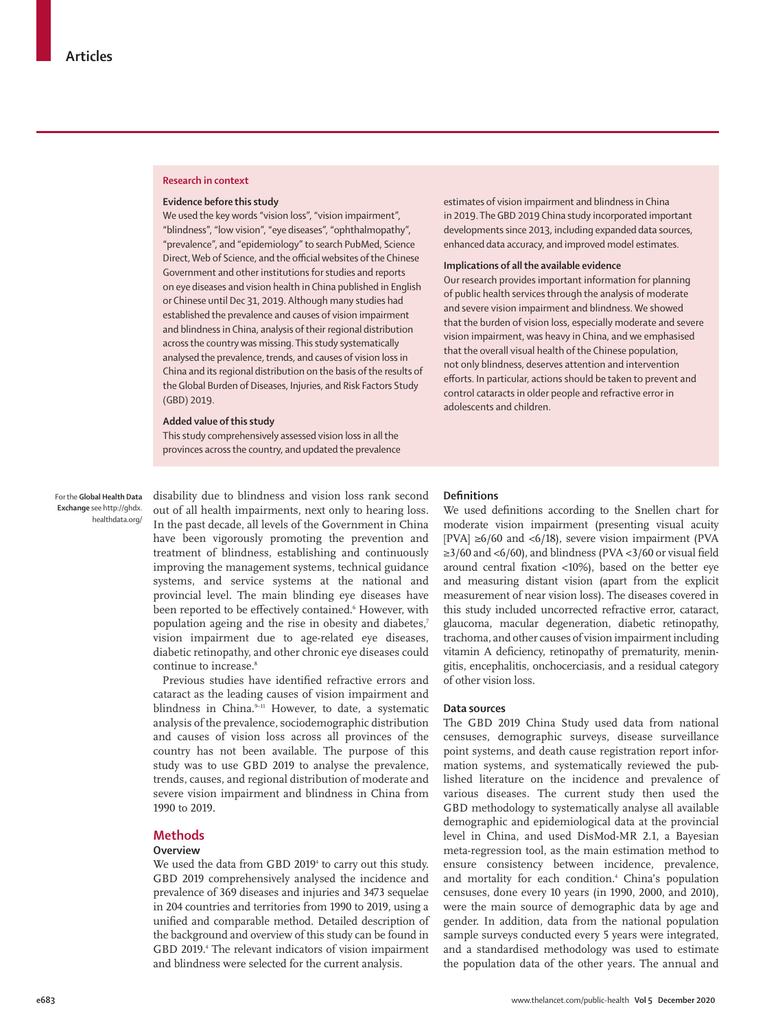## Research in context

### Evidence before this study

We used the key words "vision loss", "vision impairment", "blindness", "low vision", "eye diseases", "ophthalmopathy", "prevalence", and "epidemiology" to search PubMed, Science Direct, Web of Science, and the official websites of the Chinese Government and other institutions for studies and reports on eye diseases and vision health in China published in English or Chinese until Dec 31, 2019. Although many studies had established the prevalence and causes of vision impairment and blindness in China, analysis of their regional distribution across the country was missing. This study systematically analysed the prevalence, trends, and causes of vision loss in China and its regional distribution on the basis of the results of the Global Burden of Diseases, Injuries, and Risk Factors Study (GBD) 2019.

### Added value of this study

This study comprehensively assessed vision loss in all the provinces across the country, and updated the prevalence estimates of vision impairment and blindness in China in 2019. The GBD 2019 China study incorporated important developments since 2013, including expanded data sources, enhanced data accuracy, and improved model estimates.

### Implications of all the available evidence

Our research provides important information for planning of public health services through the analysis of moderate and severe vision impairment and blindness. We showed that the burden of vision loss, especially moderate and severe vision impairment, was heavy in China, and we emphasised that the overall visual health of the Chinese population, not only blindness, deserves attention and intervention efforts. In particular, actions should be taken to prevent and control cataracts in older people and refractive error in adolescents and children.

For the **Global Health Data Exchange** see http://ghdx.healthdata.org/

disability due to blindness and vision loss rank second out of all health impairments, next only to hearing loss. In the past decade, all levels of the Government in China have been vigorously promoting the prevention and treatment of blindness, establishing and continuously improving the management systems, technical guidance systems, and service systems at the national and provincial level. The main blinding eye diseases have been reported to be effectively contained.[6] However, with population ageing and the rise in obesity and diabetes,[7] vision impairment due to age-related eye diseases, diabetic retinopathy, and other chronic eye diseases could continue to increase.[8]

Previous studies have identified refractive errors and cataract as the leading causes of vision impairment and blindness in China.[9–11] However, to date, a systematic analysis of the prevalence, sociodemographic distribution and causes of vision loss across all provinces of the country has not been available. The purpose of this study was to use GBD 2019 to analyse the prevalence, trends, causes, and regional distribution of moderate and severe vision impairment and blindness in China from 1990 to 2019.

## Methods

### Overview

We used the data from GBD 2019[4] to carry out this study. GBD 2019 comprehensively analysed the incidence and prevalence of 369 diseases and injuries and 3473 sequelae in 204 countries and territories from 1990 to 2019, using a unified and comparable method. Detailed description of the background and overview of this study can be found in GBD 2019.[4] The relevant indicators of vision impairment and blindness were selected for the current analysis.

### Definitions

We used definitions according to the Snellen chart for moderate vision impairment (presenting visual acuity [PVA] ≥6/60 and <6/18), severe vision impairment (PVA ≥3/60 and <6/60), and blindness (PVA <3/60 or visual field around central fixation <10%), based on the better eye and measuring distant vision (apart from the explicit measurement of near vision loss). The diseases covered in this study included uncorrected refractive error, cataract, glaucoma, macular degeneration, diabetic retinopathy, trachoma, and other causes of vision impairment including vitamin A deficiency, retinopathy of prematurity, meningitis, encephalitis, onchocerciasis, and a residual category of other vision loss.

### Data sources

The GBD 2019 China Study used data from national censuses, demographic surveys, disease surveillance point systems, and death cause registration report information systems, and systematically reviewed the published literature on the incidence and prevalence of various diseases. The current study then used the GBD methodology to systematically analyse all available demographic and epidemiological data at the provincial level in China, and used DisMod-MR 2.1, a Bayesian meta-regression tool, as the main estimation method to ensure consistency between incidence, prevalence, and mortality for each condition.[4] China's population censuses, done every 10 years (in 1990, 2000, and 2010), were the main source of demographic data by age and gender. In addition, data from the national population sample surveys conducted every 5 years were integrated, and a standardised methodology was used to estimate the population data of the other years. The annual and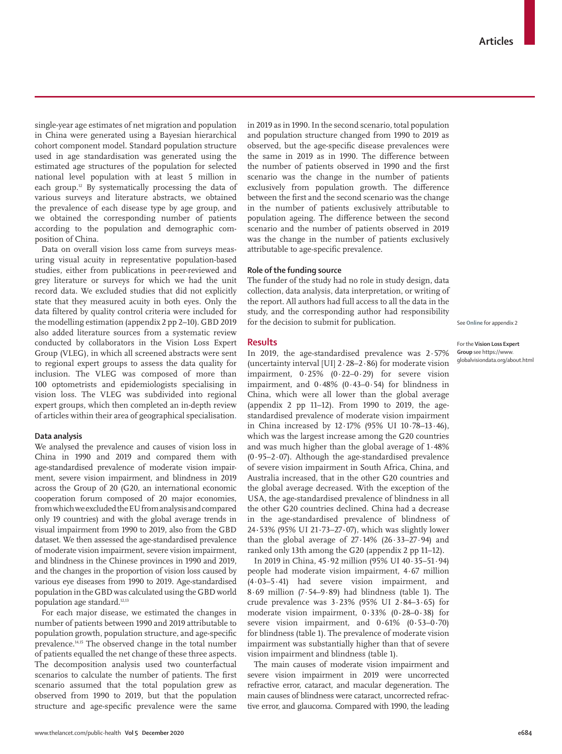single-year age estimates of net migration and population in China were generated using a Bayesian hierarchical cohort component model. Standard population structure used in age standardisation was generated using the estimated age structures of the population for selected national level population with at least 5 million in each group.[12] By systematically processing the data of various surveys and literature abstracts, we obtained the prevalence of each disease type by age group, and we obtained the corresponding number of patients according to the population and demographic composition of China.

Data on overall vision loss came from surveys measuring visual acuity in representative population-based studies, either from publications in peer-reviewed and grey literature or surveys for which we had the unit record data. We excluded studies that did not explicitly state that they measured acuity in both eyes. Only the data filtered by quality control criteria were included for the modelling estimation (appendix 2 pp 2–10). GBD 2019 also added literature sources from a systematic review conducted by collaborators in the Vision Loss Expert Group (VLEG), in which all screened abstracts were sent to regional expert groups to assess the data quality for inclusion. The VLEG was composed of more than 100 optometrists and epidemiologists specialising in vision loss. The VLEG was subdivided into regional expert groups, which then completed an in-depth review of articles within their area of geographical specialisation.

### Data analysis

We analysed the prevalence and causes of vision loss in China in 1990 and 2019 and compared them with age-standardised prevalence of moderate vision impairment, severe vision impairment, and blindness in 2019 across the Group of 20 (G20, an international economic cooperation forum composed of 20 major economies, from which we excluded the EU from analysis and compared only 19 countries) and with the global average trends in visual impairment from 1990 to 2019, also from the GBD dataset. We then assessed the age-standardised prevalence of moderate vision impairment, severe vision impairment, and blindness in the Chinese provinces in 1990 and 2019, and the changes in the proportion of vision loss caused by various eye diseases from 1990 to 2019. Age-standardised population in the GBD was calculated using the GBD world population age standard.[12,13]

For each major disease, we estimated the changes in number of patients between 1990 and 2019 attributable to population growth, population structure, and age-specific prevalence.[14,15] The observed change in the total number of patients equalled the net change of these three aspects. The decomposition analysis used two counterfactual scenarios to calculate the number of patients. The first scenario assumed that the total population grew as observed from 1990 to 2019, but that the population structure and age-specific prevalence were the same in 2019 as in 1990. In the second scenario, total population and population structure changed from 1990 to 2019 as observed, but the age-specific disease prevalences were the same in 2019 as in 1990. The difference between the number of patients observed in 1990 and the first scenario was the change in the number of patients exclusively from population growth. The difference between the first and the second scenario was the change in the number of patients exclusively attributable to population ageing. The difference between the second scenario and the number of patients observed in 2019 was the change in the number of patients exclusively attributable to age-specific prevalence.

### Role of the funding source

The funder of the study had no role in study design, data collection, data analysis, data interpretation, or writing of the report. All authors had full access to all the data in the study, and the corresponding author had responsibility for the decision to submit for publication.

See Online for appendix 2

For the Vision Loss Expert Group see https://www.globalvisiondata.org/about.html

## Results

In 2019, the age-standardised prevalence was 2·57% (uncertainty interval [UI] 2·28–2·86) for moderate vision impairment, 0·25% (0·22–0·29) for severe vision impairment, and 0·48% (0·43–0·54) for blindness in China, which were all lower than the global average (appendix 2 pp 11–12). From 1990 to 2019, the age-standardised prevalence of moderate vision impairment in China increased by 12·17% (95% UI 10·78–13·46), which was the largest increase among the G20 countries and was much higher than the global average of 1·48% (0·95–2·07). Although the age-standardised prevalence of severe vision impairment in South Africa, China, and Australia increased, that in the other G20 countries and the global average decreased. With the exception of the USA, the age-standardised prevalence of blindness in all the other G20 countries declined. China had a decrease in the age-standardised prevalence of blindness of 24·53% (95% UI 21·73–27·07), which was slightly lower than the global average of 27·14% (26·33–27·94) and ranked only 13th among the G20 (appendix 2 pp 11–12).

In 2019 in China, 45·92 million (95% UI 40·35–51·94) people had moderate vision impairment, 4·67 million (4·03–5·41) had severe vision impairment, and 8·69 million (7·54–9·89) had blindness (table 1). The crude prevalence was 3·23% (95% UI 2·84–3·65) for moderate vision impairment, 0·33% (0·28–0·38) for severe vision impairment, and 0·61% (0·53–0·70) for blindness (table 1). The prevalence of moderate vision impairment was substantially higher than that of severe vision impairment and blindness (table 1).

The main causes of moderate vision impairment and severe vision impairment in 2019 were uncorrected refractive error, cataract, and macular degeneration. The main causes of blindness were cataract, uncorrected refractive error, and glaucoma. Compared with 1990, the leading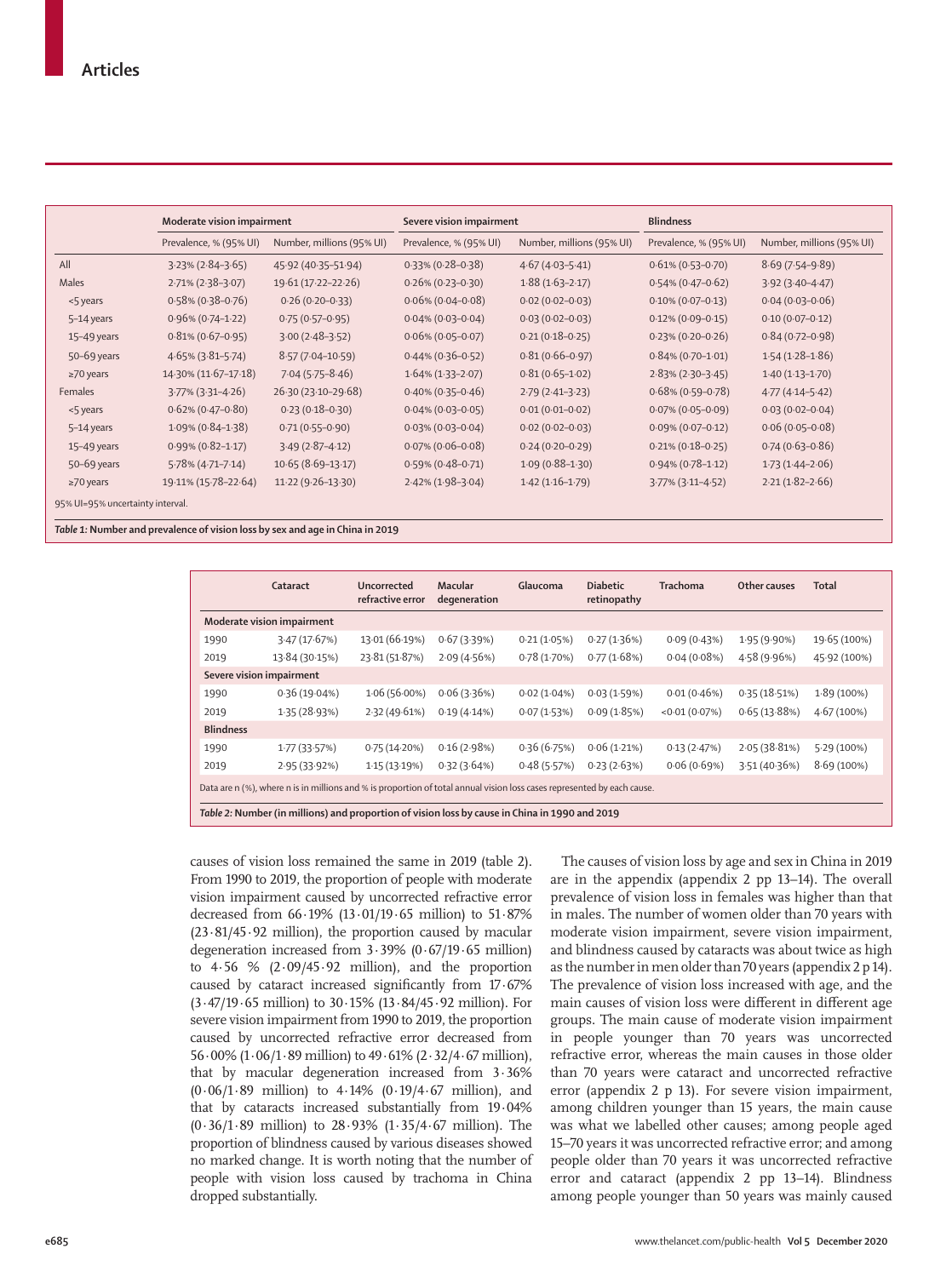| | Moderate vision impairment | | Severe vision impairment | | Blindness | |
|---|---|---|---|---|---|---|
| | Prevalence, % (95% UI) | Number, millions (95% UI) | Prevalence, % (95% UI) | Number, millions (95% UI) | Prevalence, % (95% UI) | Number, millions (95% UI) |
| All | 3·23% (2·84–3·65) | 45·92 (40·35–51·94) | 0·33% (0·28–0·38) | 4·67 (4·03–5·41) | 0·61% (0·53–0·70) | 8·69 (7·54–9·89) |
| Males | 2·71% (2·38–3·07) | 19·61 (17·22–22·26) | 0·26% (0·23–0·30) | 1·88 (1·63–2·17) | 0·54% (0·47–0·62) | 3·92 (3·40–4·47) |
| <5 years | 0·58% (0·38–0·76) | 0·26 (0·20–0·33) | 0·06% (0·04–0·08) | 0·02 (0·02–0·03) | 0·10% (0·07–0·13) | 0·04 (0·03–0·06) |
| 5–14 years | 0·96% (0·74–1·22) | 0·75 (0·57–0·95) | 0·04% (0·03–0·04) | 0·03 (0·02–0·03) | 0·12% (0·09–0·15) | 0·10 (0·07–0·12) |
| 15–49 years | 0·81% (0·67–0·95) | 3·00 (2·48–3·52) | 0·06% (0·05–0·07) | 0·21 (0·18–0·25) | 0·23% (0·20–0·26) | 0·84 (0·72–0·98) |
| 50–69 years | 4·65% (3·81–5·74) | 8·57 (7·04–10·59) | 0·44% (0·36–0·52) | 0·81 (0·66–0·97) | 0·84% (0·70–1·01) | 1·54 (1·28–1·86) |
| ≥70 years | 14·30% (11·67–17·18) | 7·04 (5·75–8·46) | 1·64% (1·33–2·07) | 0·81 (0·65–1·02) | 2·83% (2·30–3·45) | 1·40 (1·13–1·70) |
| Females | 3·77% (3·31–4·26) | 26·30 (23·10–29·68) | 0·40% (0·35–0·46) | 2·79 (2·41–3·23) | 0·68% (0·59–0·78) | 4·77 (4·14–5·42) |
| <5 years | 0·62% (0·47–0·80) | 0·23 (0·18–0·30) | 0·04% (0·03–0·05) | 0·01 (0·01–0·02) | 0·07% (0·05–0·09) | 0·03 (0·02–0·04) |
| 5–14 years | 1·09% (0·84–1·38) | 0·71 (0·55–0·90) | 0·03% (0·03–0·04) | 0·02 (0·02–0·03) | 0·09% (0·07–0·12) | 0·06 (0·05–0·08) |
| 15–49 years | 0·99% (0·82–1·17) | 3·49 (2·87–4·12) | 0·07% (0·06–0·08) | 0·24 (0·20–0·29) | 0·21% (0·18–0·25) | 0·74 (0·63–0·86) |
| 50–69 years | 5·78% (4·71–7·14) | 10·65 (8·69–13·17) | 0·59% (0·48–0·71) | 1·09 (0·88–1·30) | 0·94% (0·78–1·12) | 1·73 (1·44–2·06) |
| ≥70 years | 19·11% (15·78–22·64) | 11·22 (9·26–13·30) | 2·42% (1·98–3·04) | 1·42 (1·16–1·79) | 3·77% (3·11–4·52) | 2·21 (1·82–2·66) |

95% UI=95% uncertainty interval.

**Table 1: Number and prevalence of vision loss by sex and age in China in 2019**

| | Cataract | Uncorrected refractive error | Macular degeneration | Glaucoma | Diabetic retinopathy | Trachoma | Other causes | Total |
|---|---|---|---|---|---|---|---|---|
| **Moderate vision impairment** | | | | | | | | |
| 1990 | 3·47 (17·67%) | 13·01 (66·19%) | 0·67 (3·39%) | 0·21 (1·05%) | 0·27 (1·36%) | 0·09 (0·43%) | 1·95 (9·90%) | 19·65 (100%) |
| 2019 | 13·84 (30·15%) | 23·81 (51·87%) | 2·09 (4·56%) | 0·78 (1·70%) | 0·77 (1·68%) | 0·04 (0·08%) | 4·58 (9·96%) | 45·92 (100%) |
| **Severe vision impairment** | | | | | | | | |
| 1990 | 0·36 (19·04%) | 1·06 (56·00%) | 0·06 (3·36%) | 0·02 (1·04%) | 0·03 (1·59%) | 0·01 (0·46%) | 0·35 (18·51%) | 1·89 (100%) |
| 2019 | 1·35 (28·93%) | 2·32 (49·61%) | 0·19 (4·14%) | 0·07 (1·53%) | 0·09 (1·85%) | <0·01 (0·07%) | 0·65 (13·88%) | 4·67 (100%) |
| **Blindness** | | | | | | | | |
| 1990 | 1·77 (33·57%) | 0·75 (14·20%) | 0·16 (2·98%) | 0·36 (6·75%) | 0·06 (1·21%) | 0·13 (2·47%) | 2·05 (38·81%) | 5·29 (100%) |
| 2019 | 2·95 (33·92%) | 1·15 (13·19%) | 0·32 (3·64%) | 0·48 (5·57%) | 0·23 (2·63%) | 0·06 (0·69%) | 3·51 (40·36%) | 8·69 (100%) |

Data are n (%), where n is in millions and % is proportion of total annual vision loss cases represented by each cause.

**Table 2: Number (in millions) and proportion of vision loss by cause in China in 1990 and 2019**

causes of vision loss remained the same in 2019 (table 2). From 1990 to 2019, the proportion of people with moderate vision impairment caused by uncorrected refractive error decreased from 66·19% (13·01/19·65 million) to 51·87% (23·81/45·92 million), the proportion caused by macular degeneration increased from 3·39% (0·67/19·65 million) to 4·56 % (2·09/45·92 million), and the proportion caused by cataract increased significantly from 17·67% (3·47/19·65 million) to 30·15% (13·84/45·92 million). For severe vision impairment from 1990 to 2019, the proportion caused by uncorrected refractive error decreased from 56·00% (1·06/1·89 million) to 49·61% (2·32/4·67 million), that by macular degeneration increased from 3·36% (0·06/1·89 million) to 4·14% (0·19/4·67 million), and that by cataracts increased substantially from 19·04% (0·36/1·89 million) to 28·93% (1·35/4·67 million). The proportion of blindness caused by various diseases showed no marked change. It is worth noting that the number of people with vision loss caused by trachoma in China dropped substantially.

The causes of vision loss by age and sex in China in 2019 are in the appendix (appendix 2 pp 13–14). The overall prevalence of vision loss in females was higher than that in males. The number of women older than 70 years with moderate vision impairment, severe vision impairment, and blindness caused by cataracts was about twice as high as the number in men older than 70 years (appendix 2 p 14). The prevalence of vision loss increased with age, and the main causes of vision loss were different in different age groups. The main cause of moderate vision impairment in people younger than 70 years was uncorrected refractive error, whereas the main causes in those older than 70 years were cataract and uncorrected refractive error (appendix 2 p 13). For severe vision impairment, among children younger than 15 years, the main cause was what we labelled other causes; among people aged 15–70 years it was uncorrected refractive error; and among people older than 70 years it was uncorrected refractive error and cataract (appendix 2 pp 13–14). Blindness among people younger than 50 years was mainly caused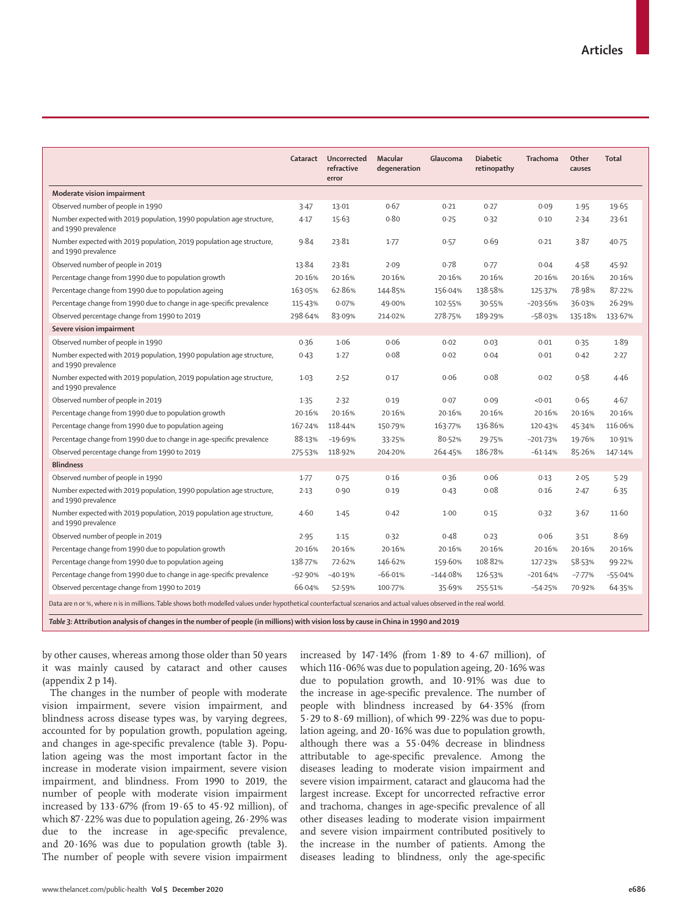| | Cataract | Uncorrected refractive error | Macular degeneration | Glaucoma | Diabetic retinopathy | Trachoma | Other causes | Total |
|---|---|---|---|---|---|---|---|---|
| **Moderate vision impairment** | | | | | | | | |
| Observed number of people in 1990 | 3·47 | 13·01 | 0·67 | 0·21 | 0·27 | 0·09 | 1·95 | 19·65 |
| Number expected with 2019 population, 1990 population age structure, and 1990 prevalence | 4·17 | 15·63 | 0·80 | 0·25 | 0·32 | 0·10 | 2·34 | 23·61 |
| Number expected with 2019 population, 2019 population age structure, and 1990 prevalence | 9·84 | 23·81 | 1·77 | 0·57 | 0·69 | 0·21 | 3·87 | 40·75 |
| Observed number of people in 2019 | 13·84 | 23·81 | 2·09 | 0·78 | 0·77 | 0·04 | 4·58 | 45·92 |
| Percentage change from 1990 due to population growth | 20·16% | 20·16% | 20·16% | 20·16% | 20·16% | 20·16% | 20·16% | 20·16% |
| Percentage change from 1990 due to population ageing | 163·05% | 62·86% | 144·85% | 156·04% | 138·58% | 125·37% | 78·98% | 87·22% |
| Percentage change from 1990 due to change in age-specific prevalence | 115·43% | 0·07% | 49·00% | 102·55% | 30·55% | −203·56% | 36·03% | 26·29% |
| Observed percentage change from 1990 to 2019 | 298·64% | 83·09% | 214·02% | 278·75% | 189·29% | −58·03% | 135·18% | 133·67% |
| **Severe vision impairment** | | | | | | | | |
| Observed number of people in 1990 | 0·36 | 1·06 | 0·06 | 0·02 | 0·03 | 0·01 | 0·35 | 1·89 |
| Number expected with 2019 population, 1990 population age structure, and 1990 prevalence | 0·43 | 1·27 | 0·08 | 0·02 | 0·04 | 0·01 | 0·42 | 2·27 |
| Number expected with 2019 population, 2019 population age structure, and 1990 prevalence | 1·03 | 2·52 | 0·17 | 0·06 | 0·08 | 0·02 | 0·58 | 4·46 |
| Observed number of people in 2019 | 1·35 | 2·32 | 0·19 | 0·07 | 0·09 | <0·01 | 0·65 | 4·67 |
| Percentage change from 1990 due to population growth | 20·16% | 20·16% | 20·16% | 20·16% | 20·16% | 20·16% | 20·16% | 20·16% |
| Percentage change from 1990 due to population ageing | 167·24% | 118·44% | 150·79% | 163·77% | 136·86% | 120·43% | 45·34% | 116·06% |
| Percentage change from 1990 due to change in age-specific prevalence | 88·13% | −19·69% | 33·25% | 80·52% | 29·75% | −201·73% | 19·76% | 10·91% |
| Observed percentage change from 1990 to 2019 | 275·53% | 118·92% | 204·20% | 264·45% | 186·78% | −61·14% | 85·26% | 147·14% |
| **Blindness** | | | | | | | | |
| Observed number of people in 1990 | 1·77 | 0·75 | 0·16 | 0·36 | 0·06 | 0·13 | 2·05 | 5·29 |
| Number expected with 2019 population, 1990 population age structure, and 1990 prevalence | 2·13 | 0·90 | 0·19 | 0·43 | 0·08 | 0·16 | 2·47 | 6·35 |
| Number expected with 2019 population, 2019 population age structure, and 1990 prevalence | 4·60 | 1·45 | 0·42 | 1·00 | 0·15 | 0·32 | 3·67 | 11·60 |
| Observed number of people in 2019 | 2·95 | 1·15 | 0·32 | 0·48 | 0·23 | 0·06 | 3·51 | 8·69 |
| Percentage change from 1990 due to population growth | 20·16% | 20·16% | 20·16% | 20·16% | 20·16% | 20·16% | 20·16% | 20·16% |
| Percentage change from 1990 due to population ageing | 138·77% | 72·62% | 146·62% | 159·60% | 108·82% | 127·23% | 58·53% | 99·22% |
| Percentage change from 1990 due to change in age-specific prevalence | −92·90% | −40·19% | −66·01% | −144·08% | 126·53% | −201·64% | −7·77% | −55·04% |
| Observed percentage change from 1990 to 2019 | 66·04% | 52·59% | 100·77% | 35·69% | 255·51% | −54·25% | 70·92% | 64·35% |

Data are n or %, where n is in millions. Table shows both modelled values under hypothetical counterfactual scenarios and actual values observed in the real world.

***Table 3:*** **Attribution analysis of changes in the number of people (in millions) with vision loss by cause in China in 1990 and 2019**

by other causes, whereas among those older than 50 years it was mainly caused by cataract and other causes (appendix 2 p 14).

The changes in the number of people with moderate vision impairment, severe vision impairment, and blindness across disease types was, by varying degrees, accounted for by population growth, population ageing, and changes in age-specific prevalence (table 3). Population ageing was the most important factor in the increase in moderate vision impairment, severe vision impairment, and blindness. From 1990 to 2019, the number of people with moderate vision impairment increased by 133·67% (from 19·65 to 45·92 million), of which 87·22% was due to population ageing, 26·29% was due to the increase in age-specific prevalence, and 20·16% was due to population growth (table 3). The number of people with severe vision impairment increased by 147·14% (from 1·89 to 4·67 million), of which 116·06% was due to population ageing, 20·16% was due to population growth, and 10·91% was due to the increase in age-specific prevalence. The number of people with blindness increased by 64·35% (from 5·29 to 8·69 million), of which 99·22% was due to population ageing, and 20·16% was due to population growth, although there was a 55·04% decrease in blindness attributable to age-specific prevalence. Among the diseases leading to moderate vision impairment and severe vision impairment, cataract and glaucoma had the largest increase. Except for uncorrected refractive error and trachoma, changes in age-specific prevalence of all other diseases leading to moderate vision impairment and severe vision impairment contributed positively to the increase in the number of patients. Among the diseases leading to blindness, only the age-specific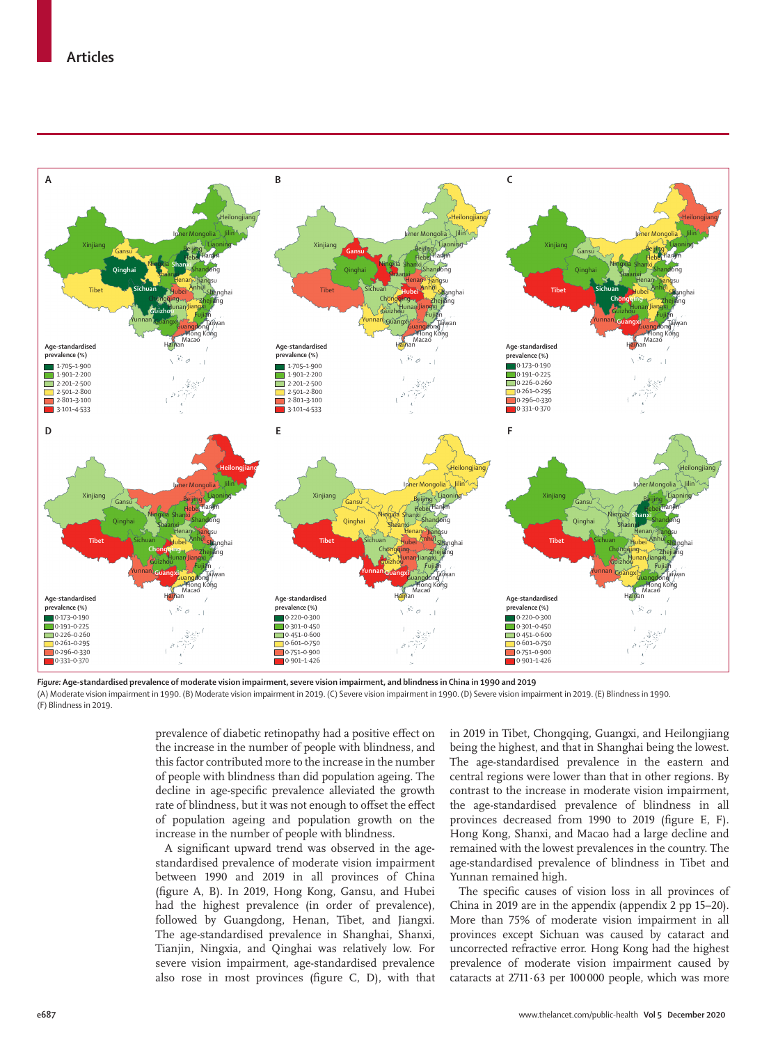*Figure:* **Age-standardised prevalence of moderate vision impairment, severe vision impairment, and blindness in China in 1990 and 2019**

(A) Moderate vision impairment in 1990. (B) Moderate vision impairment in 2019. (C) Severe vision impairment in 1990. (D) Severe vision impairment in 2019. (E) Blindness in 1990. (F) Blindness in 2019.

prevalence of diabetic retinopathy had a positive effect on the increase in the number of people with blindness, and this factor contributed more to the increase in the number of people with blindness than did population ageing. The decline in age-specific prevalence alleviated the growth rate of blindness, but it was not enough to offset the effect of population ageing and population growth on the increase in the number of people with blindness.

A significant upward trend was observed in the age-standardised prevalence of moderate vision impairment between 1990 and 2019 in all provinces of China (figure A, B). In 2019, Hong Kong, Gansu, and Hubei had the highest prevalence (in order of prevalence), followed by Guangdong, Henan, Tibet, and Jiangxi. The age-standardised prevalence in Shanghai, Shanxi, Tianjin, Ningxia, and Qinghai was relatively low. For severe vision impairment, age-standardised prevalence also rose in most provinces (figure C, D), with that in 2019 in Tibet, Chongqing, Guangxi, and Heilongjiang being the highest, and that in Shanghai being the lowest. The age-standardised prevalence in the eastern and central regions were lower than that in other regions. By contrast to the increase in moderate vision impairment, the age-standardised prevalence of blindness in all provinces decreased from 1990 to 2019 (figure E, F). Hong Kong, Shanxi, and Macao had a large decline and remained with the lowest prevalences in the country. The age-standardised prevalence of blindness in Tibet and Yunnan remained high.

The specific causes of vision loss in all provinces of China in 2019 are in the appendix (appendix 2 pp 15–20). More than 75% of moderate vision impairment in all provinces except Sichuan was caused by cataract and uncorrected refractive error. Hong Kong had the highest prevalence of moderate vision impairment caused by cataracts at 2711·63 per 100 000 people, which was more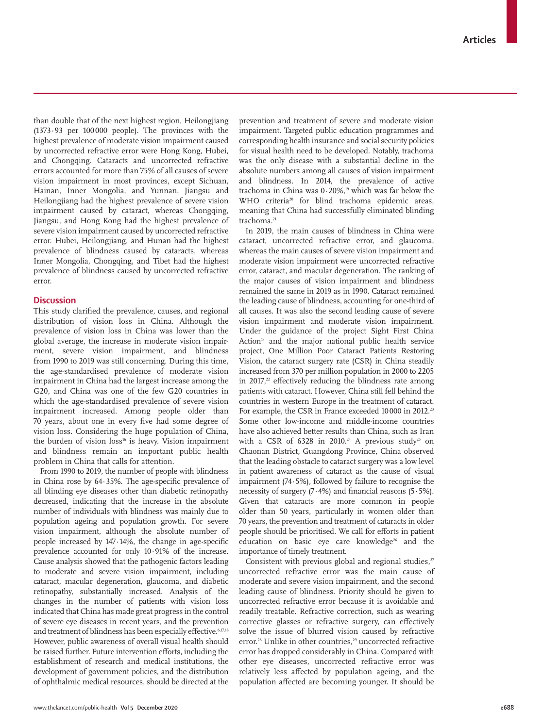than double that of the next highest region, Heilongjiang (1373·93 per 100 000 people). The provinces with the highest prevalence of moderate vision impairment caused by uncorrected refractive error were Hong Kong, Hubei, and Chongqing. Cataracts and uncorrected refractive errors accounted for more than 75% of all causes of severe vision impairment in most provinces, except Sichuan, Hainan, Inner Mongolia, and Yunnan. Jiangsu and Heilongjiang had the highest prevalence of severe vision impairment caused by cataract, whereas Chongqing, Jiangsu, and Hong Kong had the highest prevalence of severe vision impairment caused by uncorrected refractive error. Hubei, Heilongjiang, and Hunan had the highest prevalence of blindness caused by cataracts, whereas Inner Mongolia, Chongqing, and Tibet had the highest prevalence of blindness caused by uncorrected refractive error.

## Discussion

This study clarified the prevalence, causes, and regional distribution of vision loss in China. Although the prevalence of vision loss in China was lower than the global average, the increase in moderate vision impairment, severe vision impairment, and blindness from 1990 to 2019 was still concerning. During this time, the age-standardised prevalence of moderate vision impairment in China had the largest increase among the G20, and China was one of the few G20 countries in which the age-standardised prevalence of severe vision impairment increased. Among people older than 70 years, about one in every five had some degree of vision loss. Considering the huge population of China, the burden of vision loss[16] is heavy. Vision impairment and blindness remain an important public health problem in China that calls for attention.

From 1990 to 2019, the number of people with blindness in China rose by 64·35%. The age-specific prevalence of all blinding eye diseases other than diabetic retinopathy decreased, indicating that the increase in the absolute number of individuals with blindness was mainly due to population ageing and population growth. For severe vision impairment, although the absolute number of people increased by 147·14%, the change in age-specific prevalence accounted for only 10·91% of the increase. Cause analysis showed that the pathogenic factors leading to moderate and severe vision impairment, including cataract, macular degeneration, glaucoma, and diabetic retinopathy, substantially increased. Analysis of the changes in the number of patients with vision loss indicated that China has made great progress in the control of severe eye diseases in recent years, and the prevention and treatment of blindness has been especially effective.[6,17,18] However, public awareness of overall visual health should be raised further. Future intervention efforts, including the establishment of research and medical institutions, the development of government policies, and the distribution of ophthalmic medical resources, should be directed at the prevention and treatment of severe and moderate vision impairment. Targeted public education programmes and corresponding health insurance and social security policies for visual health need to be developed. Notably, trachoma was the only disease with a substantial decline in the absolute numbers among all causes of vision impairment and blindness. In 2014, the prevalence of active trachoma in China was 0·20%,[19] which was far below the WHO criteria[20] for blind trachoma epidemic areas, meaning that China had successfully eliminated blinding trachoma.[21]

In 2019, the main causes of blindness in China were cataract, uncorrected refractive error, and glaucoma, whereas the main causes of severe vision impairment and moderate vision impairment were uncorrected refractive error, cataract, and macular degeneration. The ranking of the major causes of vision impairment and blindness remained the same in 2019 as in 1990. Cataract remained the leading cause of blindness, accounting for one-third of all causes. It was also the second leading cause of severe vision impairment and moderate vision impairment. Under the guidance of the project Sight First China Action[17] and the major national public health service project, One Million Poor Cataract Patients Restoring Vision, the cataract surgery rate (CSR) in China steadily increased from 370 per million population in 2000 to 2205 in 2017,[22] effectively reducing the blindness rate among patients with cataract. However, China still fell behind the countries in western Europe in the treatment of cataract. For example, the CSR in France exceeded 10 000 in 2012.[23] Some other low-income and middle-income countries have also achieved better results than China, such as Iran with a CSR of 6328 in 2010.[24] A previous study[25] on Chaonan District, Guangdong Province, China observed that the leading obstacle to cataract surgery was a low level in patient awareness of cataract as the cause of visual impairment (74·5%), followed by failure to recognise the necessity of surgery (7·4%) and financial reasons (5·5%). Given that cataracts are more common in people older than 50 years, particularly in women older than 70 years, the prevention and treatment of cataracts in older people should be prioritised. We call for efforts in patient education on basic eye care knowledge[26] and the importance of timely treatment.

Consistent with previous global and regional studies,[27] uncorrected refractive error was the main cause of moderate and severe vision impairment, and the second leading cause of blindness. Priority should be given to uncorrected refractive error because it is avoidable and readily treatable. Refractive correction, such as wearing corrective glasses or refractive surgery, can effectively solve the issue of blurred vision caused by refractive error.[28] Unlike in other countries,[29] uncorrected refractive error has dropped considerably in China. Compared with other eye diseases, uncorrected refractive error was relatively less affected by population ageing, and the population affected are becoming younger. It should be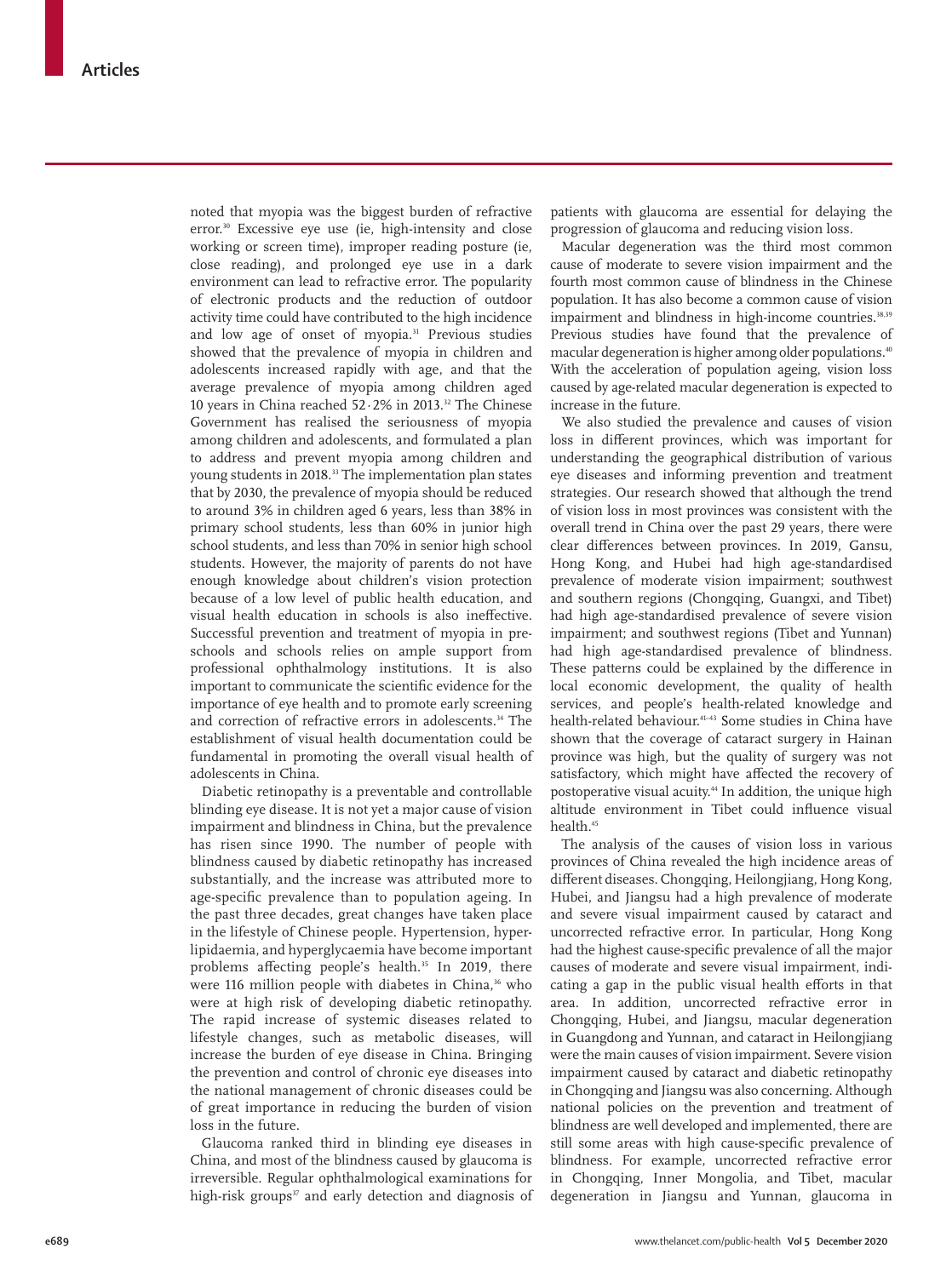noted that myopia was the biggest burden of refractive error.[30] Excessive eye use (ie, high-intensity and close working or screen time), improper reading posture (ie, close reading), and prolonged eye use in a dark environment can lead to refractive error. The popularity of electronic products and the reduction of outdoor activity time could have contributed to the high incidence and low age of onset of myopia.[31] Previous studies showed that the prevalence of myopia in children and adolescents increased rapidly with age, and that the average prevalence of myopia among children aged 10 years in China reached 52·2% in 2013.[32] The Chinese Government has realised the seriousness of myopia among children and adolescents, and formulated a plan to address and prevent myopia among children and young students in 2018.[33] The implementation plan states that by 2030, the prevalence of myopia should be reduced to around 3% in children aged 6 years, less than 38% in primary school students, less than 60% in junior high school students, and less than 70% in senior high school students. However, the majority of parents do not have enough knowledge about children's vision protection because of a low level of public health education, and visual health education in schools is also ineffective. Successful prevention and treatment of myopia in pre-schools and schools relies on ample support from professional ophthalmology institutions. It is also important to communicate the scientific evidence for the importance of eye health and to promote early screening and correction of refractive errors in adolescents.[34] The establishment of visual health documentation could be fundamental in promoting the overall visual health of adolescents in China.

Diabetic retinopathy is a preventable and controllable blinding eye disease. It is not yet a major cause of vision impairment and blindness in China, but the prevalence has risen since 1990. The number of people with blindness caused by diabetic retinopathy has increased substantially, and the increase was attributed more to age-specific prevalence than to population ageing. In the past three decades, great changes have taken place in the lifestyle of Chinese people. Hypertension, hyperlipidaemia, and hyperglycaemia have become important problems affecting people's health.[35] In 2019, there were 116 million people with diabetes in China,[36] who were at high risk of developing diabetic retinopathy. The rapid increase of systemic diseases related to lifestyle changes, such as metabolic diseases, will increase the burden of eye disease in China. Bringing the prevention and control of chronic eye diseases into the national management of chronic diseases could be of great importance in reducing the burden of vision loss in the future.

Glaucoma ranked third in blinding eye diseases in China, and most of the blindness caused by glaucoma is irreversible. Regular ophthalmological examinations for high-risk groups[37] and early detection and diagnosis of patients with glaucoma are essential for delaying the progression of glaucoma and reducing vision loss.

Macular degeneration was the third most common cause of moderate to severe vision impairment and the fourth most common cause of blindness in the Chinese population. It has also become a common cause of vision impairment and blindness in high-income countries.[38,39] Previous studies have found that the prevalence of macular degeneration is higher among older populations.[40] With the acceleration of population ageing, vision loss caused by age-related macular degeneration is expected to increase in the future.

We also studied the prevalence and causes of vision loss in different provinces, which was important for understanding the geographical distribution of various eye diseases and informing prevention and treatment strategies. Our research showed that although the trend of vision loss in most provinces was consistent with the overall trend in China over the past 29 years, there were clear differences between provinces. In 2019, Gansu, Hong Kong, and Hubei had high age-standardised prevalence of moderate vision impairment; southwest and southern regions (Chongqing, Guangxi, and Tibet) had high age-standardised prevalence of severe vision impairment; and southwest regions (Tibet and Yunnan) had high age-standardised prevalence of blindness. These patterns could be explained by the difference in local economic development, the quality of health services, and people's health-related knowledge and health-related behaviour.[41–43] Some studies in China have shown that the coverage of cataract surgery in Hainan province was high, but the quality of surgery was not satisfactory, which might have affected the recovery of postoperative visual acuity.[44] In addition, the unique high altitude environment in Tibet could influence visual health.[45]

The analysis of the causes of vision loss in various provinces of China revealed the high incidence areas of different diseases. Chongqing, Heilongjiang, Hong Kong, Hubei, and Jiangsu had a high prevalence of moderate and severe visual impairment caused by cataract and uncorrected refractive error. In particular, Hong Kong had the highest cause-specific prevalence of all the major causes of moderate and severe visual impairment, indicating a gap in the public visual health efforts in that area. In addition, uncorrected refractive error in Chongqing, Hubei, and Jiangsu, macular degeneration in Guangdong and Yunnan, and cataract in Heilongjiang were the main causes of vision impairment. Severe vision impairment caused by cataract and diabetic retinopathy in Chongqing and Jiangsu was also concerning. Although national policies on the prevention and treatment of blindness are well developed and implemented, there are still some areas with high cause-specific prevalence of blindness. For example, uncorrected refractive error in Chongqing, Inner Mongolia, and Tibet, macular degeneration in Jiangsu and Yunnan, glaucoma in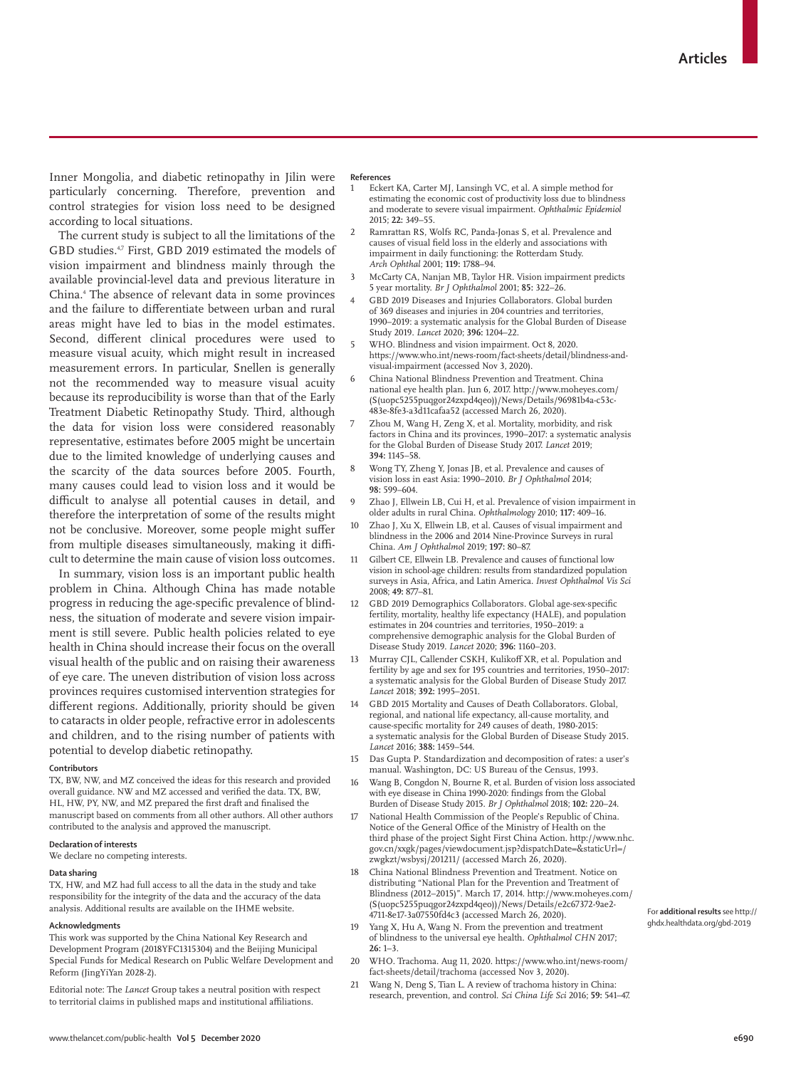Inner Mongolia, and diabetic retinopathy in Jilin were particularly concerning. Therefore, prevention and control strategies for vision loss need to be designed according to local situations.

The current study is subject to all the limitations of the GBD studies.[4,7] First, GBD 2019 estimated the models of vision impairment and blindness mainly through the available provincial-level data and previous literature in China.[4] The absence of relevant data in some provinces and the failure to differentiate between urban and rural areas might have led to bias in the model estimates. Second, different clinical procedures were used to measure visual acuity, which might result in increased measurement errors. In particular, Snellen is generally not the recommended way to measure visual acuity because its reproducibility is worse than that of the Early Treatment Diabetic Retinopathy Study. Third, although the data for vision loss were considered reasonably representative, estimates before 2005 might be uncertain due to the limited knowledge of underlying causes and the scarcity of the data sources before 2005. Fourth, many causes could lead to vision loss and it would be difficult to analyse all potential causes in detail, and therefore the interpretation of some of the results might not be conclusive. Moreover, some people might suffer from multiple diseases simultaneously, making it difficult to determine the main cause of vision loss outcomes.

In summary, vision loss is an important public health problem in China. Although China has made notable progress in reducing the age-specific prevalence of blindness, the situation of moderate and severe vision impairment is still severe. Public health policies related to eye health in China should increase their focus on the overall visual health of the public and on raising their awareness of eye care. The uneven distribution of vision loss across provinces requires customised intervention strategies for different regions. Additionally, priority should be given to cataracts in older people, refractive error in adolescents and children, and to the rising number of patients with potential to develop diabetic retinopathy.

#### Contributors

TX, BW, NW, and MZ conceived the ideas for this research and provided overall guidance. NW and MZ accessed and verified the data. TX, BW, HL, HW, PY, NW, and MZ prepared the first draft and finalised the manuscript based on comments from all other authors. All other authors contributed to the analysis and approved the manuscript.

#### Declaration of interests

We declare no competing interests.

#### Data sharing

TX, HW, and MZ had full access to all the data in the study and take responsibility for the integrity of the data and the accuracy of the data analysis. Additional results are available on the IHME website.

#### Acknowledgments

This work was supported by the China National Key Research and Development Program (2018YFC1315304) and the Beijing Municipal Special Funds for Medical Research on Public Welfare Development and Reform (JingYiYan 2028-2).

Editorial note: The *Lancet* Group takes a neutral position with respect to territorial claims in published maps and institutional affiliations.

For **additional results** see http://ghdx.healthdata.org/gbd-2019

#### References

1. Eckert KA, Carter MJ, Lansingh VC, et al. A simple method for estimating the economic cost of productivity loss due to blindness and moderate to severe visual impairment. *Ophthalmic Epidemiol* 2015; **22:** 349–55.
2. Ramrattan RS, Wolfs RC, Panda-Jonas S, et al. Prevalence and causes of visual field loss in the elderly and associations with impairment in daily functioning: the Rotterdam Study. *Arch Ophthal* 2001; **119:** 1788–94.
3. McCarty CA, Nanjan MB, Taylor HR. Vision impairment predicts 5 year mortality. *Br J Ophthalmol* 2001; **85:** 322–26.
4. GBD 2019 Diseases and Injuries Collaborators. Global burden of 369 diseases and injuries in 204 countries and territories, 1990–2019: a systematic analysis for the Global Burden of Disease Study 2019. *Lancet* 2020; **396:** 1204–22.
5. WHO. Blindness and vision impairment. Oct 8, 2020. https://www.who.int/news-room/fact-sheets/detail/blindness-and-visual-impairment (accessed Nov 3, 2020).
6. China National Blindness Prevention and Treatment. China national eye health plan. Jun 6, 2017. http://www.moheyes.com/(S(uopc5255puqgor24zxpd4qeo))/News/Details/96981b4a-c53c-483e-8fe3-a3d11cafaa52 (accessed March 26, 2020).
7. Zhou M, Wang H, Zeng X, et al. Mortality, morbidity, and risk factors in China and its provinces, 1990–2017: a systematic analysis for the Global Burden of Disease Study 2017. *Lancet* 2019; **394:** 1145–58.
8. Wong TY, Zheng Y, Jonas JB, et al. Prevalence and causes of vision loss in east Asia: 1990–2010. *Br J Ophthalmol* 2014; **98:** 599–604.
9. Zhao J, Ellwein LB, Cui H, et al. Prevalence of vision impairment in older adults in rural China. *Ophthalmology* 2010; **117:** 409–16.
10. Zhao J, Xu X, Ellwein LB, et al. Causes of visual impairment and blindness in the 2006 and 2014 Nine-Province Surveys in rural China. *Am J Ophthalmol* 2019; **197:** 80–87.
11. Gilbert CE, Ellwein LB. Prevalence and causes of functional low vision in school-age children: results from standardized population surveys in Asia, Africa, and Latin America. *Invest Ophthalmol Vis Sci* 2008; **49:** 877–81.
12. GBD 2019 Demographics Collaborators. Global age-sex-specific fertility, mortality, healthy life expectancy (HALE), and population estimates in 204 countries and territories, 1950–2019: a comprehensive demographic analysis for the Global Burden of Disease Study 2019. *Lancet* 2020; **396:** 1160–203.
13. Murray CJL, Callender CSKH, Kulikoff XR, et al. Population and fertility by age and sex for 195 countries and territories, 1950–2017: a systematic analysis for the Global Burden of Disease Study 2017. *Lancet* 2018; **392:** 1995–2051.
14. GBD 2015 Mortality and Causes of Death Collaborators. Global, regional, and national life expectancy, all-cause mortality, and cause-specific mortality for 249 causes of death, 1980–2015: a systematic analysis for the Global Burden of Disease Study 2015. *Lancet* 2016; **388:** 1459–544.
15. Das Gupta P. Standardization and decomposition of rates: a user's manual. Washington, DC: US Bureau of the Census, 1993.
16. Wang B, Congdon N, Bourne R, et al. Burden of vision loss associated with eye disease in China 1990–2020: findings from the Global Burden of Disease Study 2015. *Br J Ophthalmol* 2018; **102:** 220–24.
17. National Health Commission of the People's Republic of China. Notice of the General Office of the Ministry of Health on the third phase of the project Sight First China Action. http://www.nhc.gov.cn/xxgk/pages/viewdocument.jsp?dispatchDate=&staticUrl=/zwgkzt/wsbysj/201211/ (accessed March 26, 2020).
18. China National Blindness Prevention and Treatment. Notice on distributing "National Plan for the Prevention and Treatment of Blindness (2012–2015)". March 17, 2014. http://www.moheyes.com/(S(uopc5255puqgor24zxpd4qeo))/News/Details/e2c67372-9ae2-4711-8e17-3a07550fd4c3 (accessed March 26, 2020).
19. Yang X, Hu A, Wang N. From the prevention and treatment of blindness to the universal eye health. *Ophthalmol CHN* 2017; **26:** 1–3.
20. WHO. Trachoma. Aug 11, 2020. https://www.who.int/news-room/fact-sheets/detail/trachoma (accessed Nov 3, 2020).
21. Wang N, Deng S, Tian L. A review of trachoma history in China: research, prevention, and control. *Sci China Life Sci* 2016; **59:** 541–47.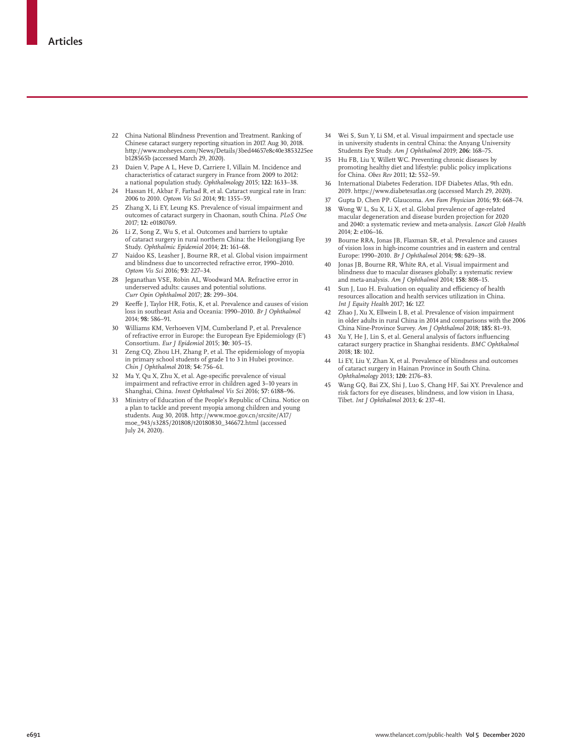22 China National Blindness Prevention and Treatment. Ranking of Chinese cataract surgery reporting situation in 2017. Aug 30, 2018. http://www.moheyes.com/News/Details/3bed44657e8c40e3853225eeb128565b (accessed March 29, 2020).

23 Daien V, Pape A L, Heve D, Carriere I, Villain M. Incidence and characteristics of cataract surgery in France from 2009 to 2012: a national population study. *Ophthalmology* 2015; **122:** 1633–38.

24 Hassan H, Akbar F, Farhad R, et al. Cataract surgical rate in Iran: 2006 to 2010. *Optom Vis Sci* 2014; **91:** 1355–59.

25 Zhang X, Li EY, Leung KS. Prevalence of visual impairment and outcomes of cataract surgery in Chaonan, south China. *PLoS One* 2017; **12:** e0180769.

26 Li Z, Song Z, Wu S, et al. Outcomes and barriers to uptake of cataract surgery in rural northern China: the Heilongjiang Eye Study. *Ophthalmic Epidemiol* 2014; **21:** 161–68.

27 Naidoo KS, Leasher J, Bourne RR, et al. Global vision impairment and blindness due to uncorrected refractive error, 1990–2010. *Optom Vis Sci* 2016; **93:** 227–34.

28 Jeganathan VSE, Robin AL, Woodward MA. Refractive error in underserved adults: causes and potential solutions. *Curr Opin Ophthalmol* 2017; **28:** 299–304.

29 Keeffe J, Taylor HR, Fotis, K, et al. Prevalence and causes of vision loss in southeast Asia and Oceania: 1990–2010. *Br J Ophthalmol* 2014; **98:** 586–91.

30 Williams KM, Verhoeven VJM, Cumberland P, et al. Prevalence of refractive error in Europe: the European Eye Epidemiology (E³) Consortium. *Eur J Epidemiol* 2015; **30:** 305–15.

31 Zeng CQ, Zhou LH, Zhang P, et al. The epidemiology of myopia in primary school students of grade 1 to 3 in Hubei province. *Chin J Ophthalmol* 2018; **54:** 756–61.

32 Ma Y, Qu X, Zhu X, et al. Age-specific prevalence of visual impairment and refractive error in children aged 3–10 years in Shanghai, China. *Invest Ophthalmol Vis Sci* 2016; **57:** 6188–96.

33 Ministry of Education of the People's Republic of China. Notice on a plan to tackle and prevent myopia among children and young students. Aug 30, 2018. http://www.moe.gov.cn/srcsite/A17/moe_943/s3285/201808/t20180830_346672.html (accessed July 24, 2020).

34 Wei S, Sun Y, Li SM, et al. Visual impairment and spectacle use in university students in central China: the Anyang University Students Eye Study. *Am J Ophthalmol* 2019; **206:** 168–75.

35 Hu FB, Liu Y, Willett WC. Preventing chronic diseases by promoting healthy diet and lifestyle: public policy implications for China. *Obes Rev* 2011; **12:** 552–59.

36 International Diabetes Federation. IDF Diabetes Atlas, 9th edn. 2019. https://www.diabetesatlas.org (accessed March 29, 2020).

37 Gupta D, Chen PP. Glaucoma. *Am Fam Physician* 2016; **93:** 668–74.

38 Wong W L, Su X, Li X, et al. Global prevalence of age-related macular degeneration and disease burden projection for 2020 and 2040: a systematic review and meta-analysis. *Lancet Glob Health* 2014; **2:** e106–16.

39 Bourne RRA, Jonas JB, Flaxman SR, et al. Prevalence and causes of vision loss in high-income countries and in eastern and central Europe: 1990–2010. *Br J Ophthalmol* 2014; **98:** 629–38.

40 Jonas JB, Bourne RR, White RA, et al. Visual impairment and blindness due to macular diseases globally: a systematic review and meta-analysis. *Am J Ophthalmol* 2014; **158:** 808–15.

41 Sun J, Luo H. Evaluation on equality and efficiency of health resources allocation and health services utilization in China. *Int J Equity Health* 2017; **16:** 127.

42 Zhao J, Xu X, Ellwein L B, et al. Prevalence of vision impairment in older adults in rural China in 2014 and comparisons with the 2006 China Nine-Province Survey. *Am J Ophthalmol* 2018; **185:** 81–93.

43 Xu Y, He J, Lin S, et al. General analysis of factors influencing cataract surgery practice in Shanghai residents. *BMC Ophthalmol* 2018; **18:** 102.

44 Li EY, Liu Y, Zhan X, et al. Prevalence of blindness and outcomes of cataract surgery in Hainan Province in South China. *Ophthalmology* 2013; **120:** 2176–83.

45 Wang GQ, Bai ZX, Shi J, Luo S, Chang HF, Sai XY. Prevalence and risk factors for eye diseases, blindness, and low vision in Lhasa, Tibet. *Int J Ophthalmol* 2013; **6:** 237–41.